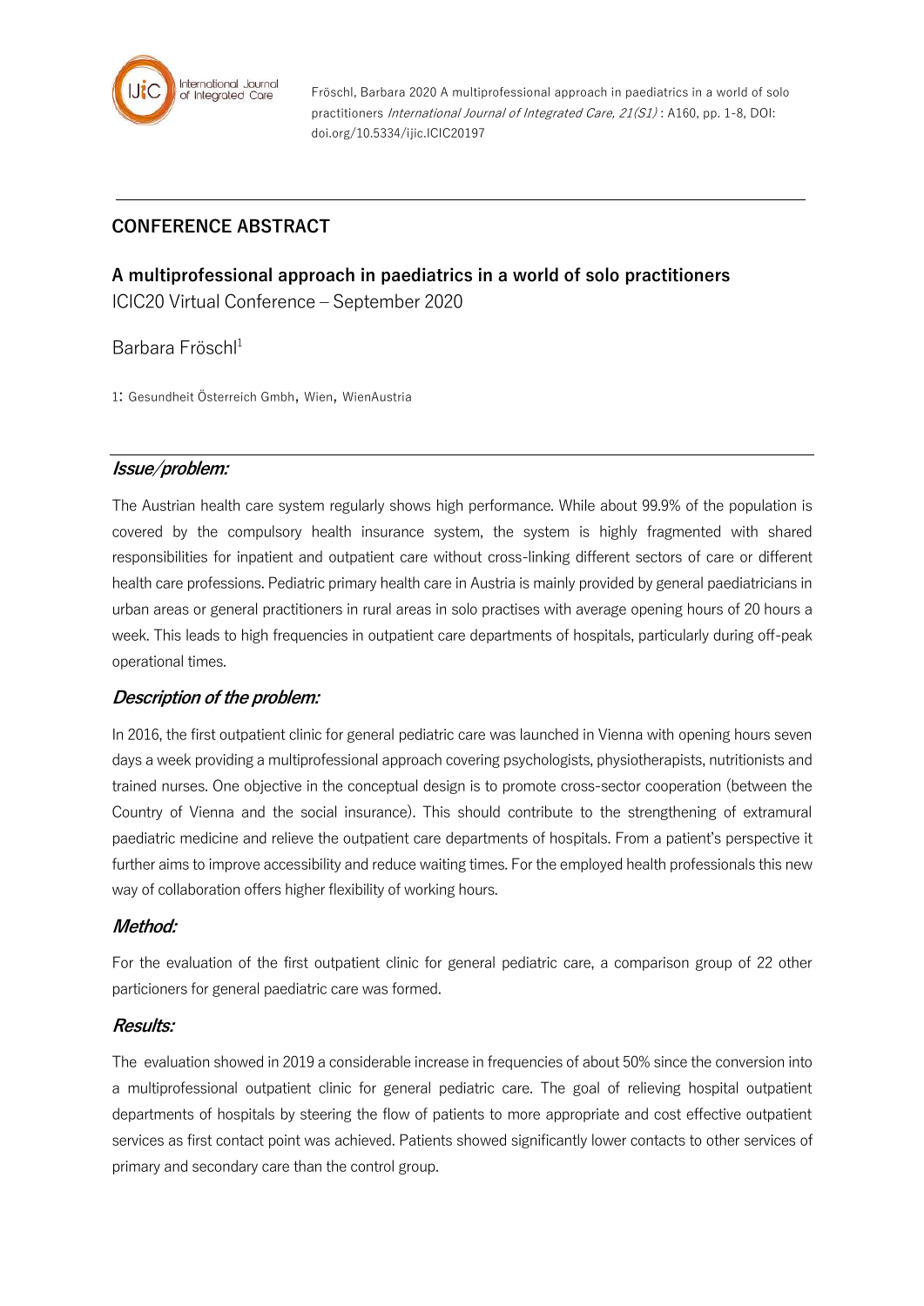Fröschl, Barbara 2020 A multiprofessional approach in paediatrics in a world of solo practitioners *International Journal of Integrated Care, 21(S1)* : A160, pp. 1-8, DOI: doi.org/10.5334/ijic.ICIC20197

---

**CONFERENCE ABSTRACT**

# A multiprofessional approach in paediatrics in a world of solo practitioners

ICIC20 Virtual Conference – September 2020

Barbara Fröschl[1]

1: Gesundheit Österreich Gmbh, Wien, WienAustria

## *Issue/problem:*

The Austrian health care system regularly shows high performance. While about 99.9% of the population is covered by the compulsory health insurance system, the system is highly fragmented with shared responsibilities for inpatient and outpatient care without cross-linking different sectors of care or different health care professions. Pediatric primary health care in Austria is mainly provided by general paediatricians in urban areas or general practitioners in rural areas in solo practises with average opening hours of 20 hours a week. This leads to high frequencies in outpatient care departments of hospitals, particularly during off-peak operational times.

## *Description of the problem:*

In 2016, the first outpatient clinic for general pediatric care was launched in Vienna with opening hours seven days a week providing a multiprofessional approach covering psychologists, physiotherapists, nutritionists and trained nurses. One objective in the conceptual design is to promote cross-sector cooperation (between the Country of Vienna and the social insurance). This should contribute to the strengthening of extramural paediatric medicine and relieve the outpatient care departments of hospitals. From a patient's perspective it further aims to improve accessibility and reduce waiting times. For the employed health professionals this new way of collaboration offers higher flexibility of working hours.

## *Method:*

For the evaluation of the first outpatient clinic for general pediatric care, a comparison group of 22 other particioners for general paediatric care was formed.

## *Results:*

The evaluation showed in 2019 a considerable increase in frequencies of about 50% since the conversion into a multiprofessional outpatient clinic for general pediatric care. The goal of relieving hospital outpatient departments of hospitals by steering the flow of patients to more appropriate and cost effective outpatient services as first contact point was achieved. Patients showed significantly lower contacts to other services of primary and secondary care than the control group.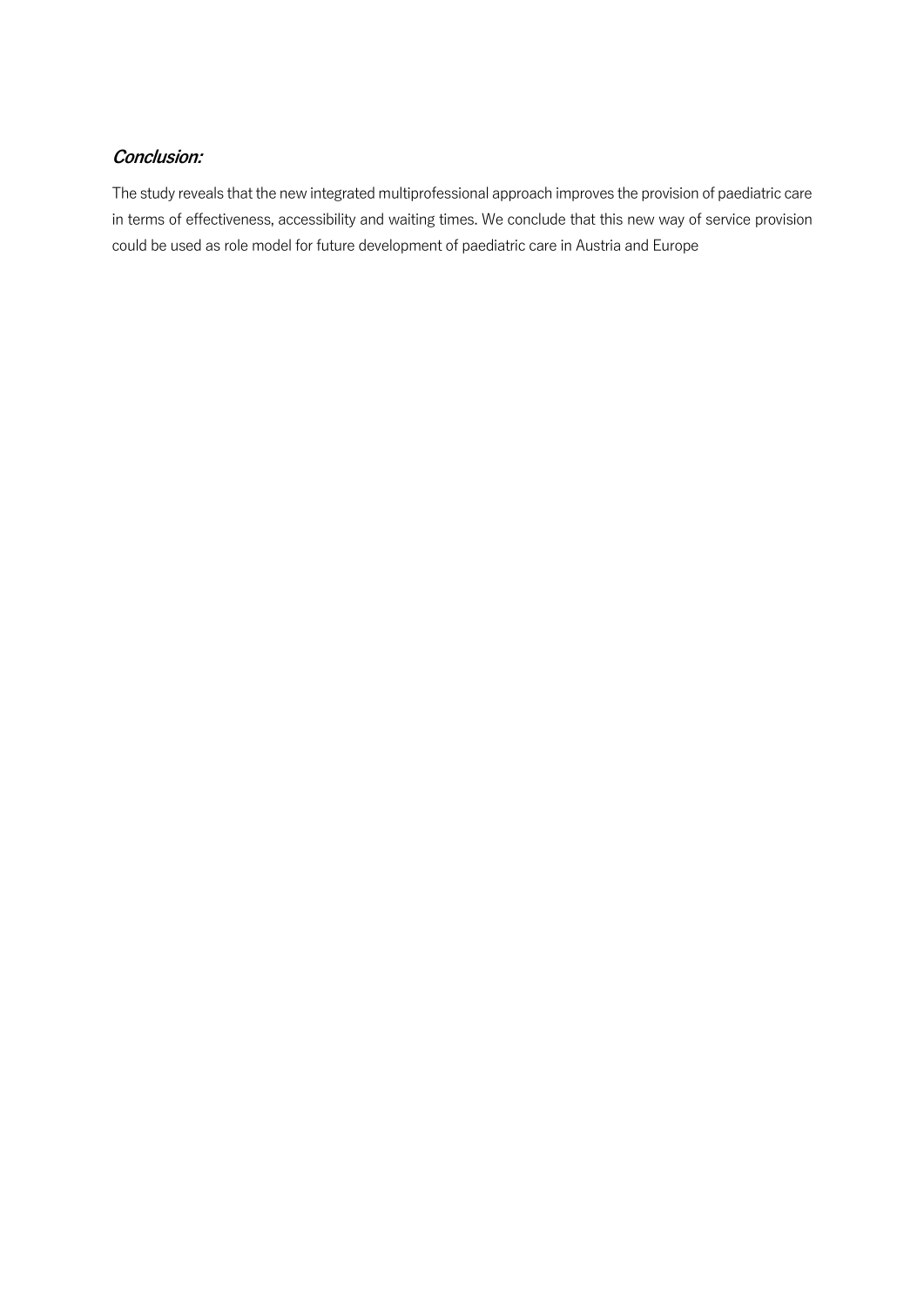### *Conclusion:*

The study reveals that the new integrated multiprofessional approach improves the provision of paediatric care in terms of effectiveness, accessibility and waiting times. We conclude that this new way of service provision could be used as role model for future development of paediatric care in Austria and Europe